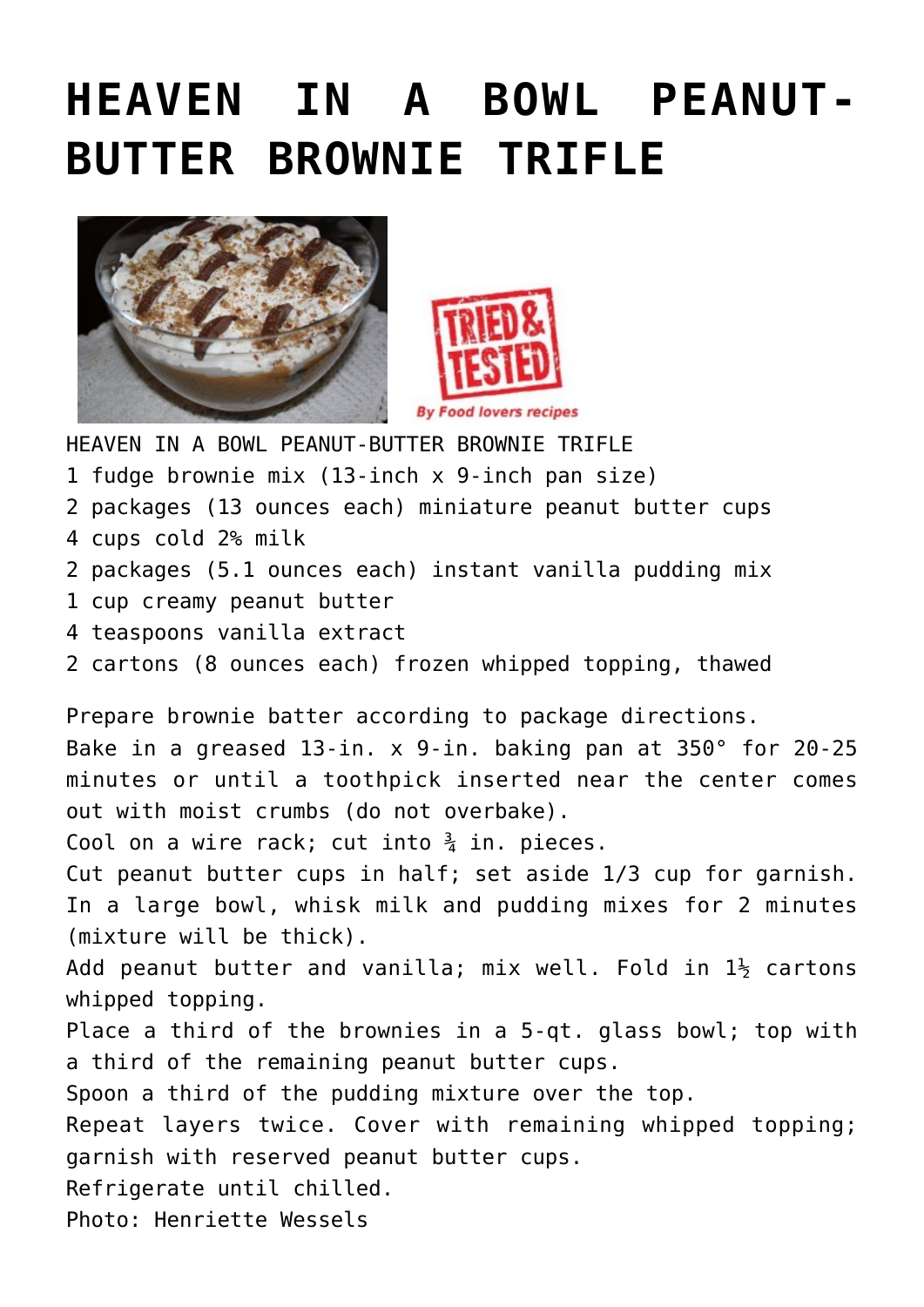# HEAVEN IN A BOWL PEANUT-BUTTER BROWNIE TRIFLE

HEAVEN IN A BOWL PEANUT-BUTTER BROWNIE TRIFLE
1 fudge brownie mix (13-inch x 9-inch pan size)
2 packages (13 ounces each) miniature peanut butter cups
4 cups cold 2% milk
2 packages (5.1 ounces each) instant vanilla pudding mix
1 cup creamy peanut butter
4 teaspoons vanilla extract
2 cartons (8 ounces each) frozen whipped topping, thawed

Prepare brownie batter according to package directions.
Bake in a greased 13-in. x 9-in. baking pan at 350° for 20-25 minutes or until a toothpick inserted near the center comes out with moist crumbs (do not overbake).
Cool on a wire rack; cut into ¾ in. pieces.
Cut peanut butter cups in half; set aside 1/3 cup for garnish.
In a large bowl, whisk milk and pudding mixes for 2 minutes (mixture will be thick).
Add peanut butter and vanilla; mix well. Fold in 1½ cartons whipped topping.
Place a third of the brownies in a 5-qt. glass bowl; top with a third of the remaining peanut butter cups.
Spoon a third of the pudding mixture over the top.
Repeat layers twice. Cover with remaining whipped topping; garnish with reserved peanut butter cups.
Refrigerate until chilled.
Photo: Henriette Wessels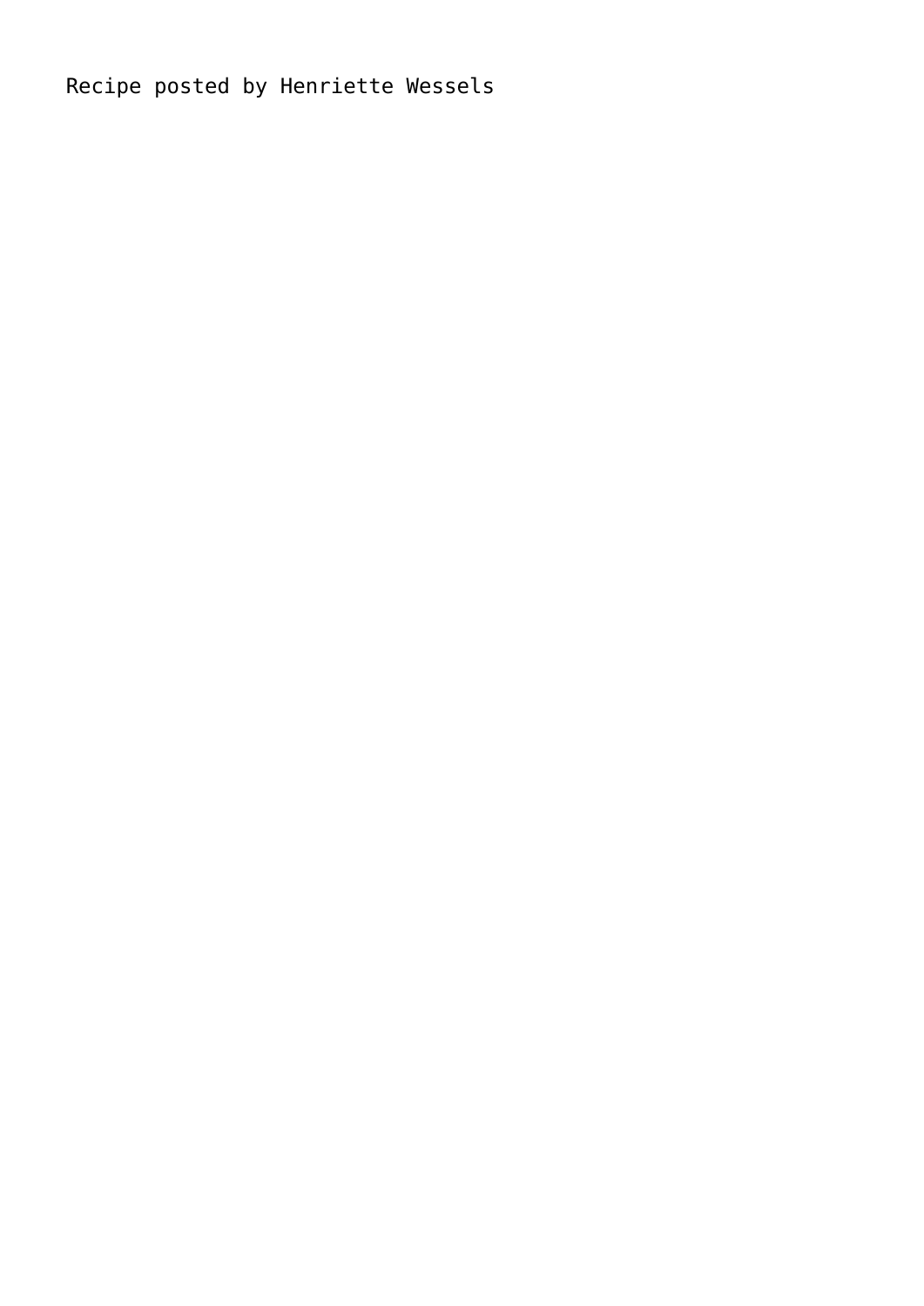Recipe posted by Henriette Wessels